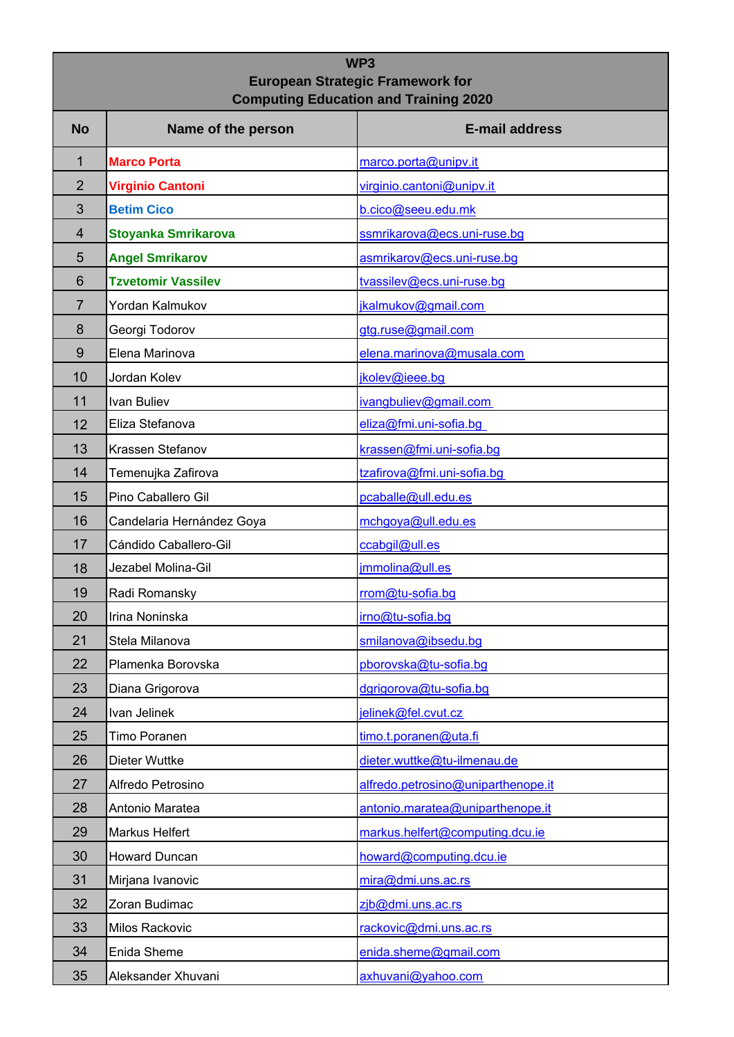| WP3<br>European Strategic Framework for<br>Computing Education and Training 2020 | | |
|---|---|---|
| **No** | **Name of the person** | **E-mail address** |
| 1 | **Marco Porta** | marco.porta@unipv.it |
| 2 | **Virginio Cantoni** | virginio.cantoni@unipv.it |
| 3 | **Betim Cico** | b.cico@seeu.edu.mk |
| 4 | **Stoyanka Smrikarova** | ssmrikarova@ecs.uni-ruse.bg |
| 5 | **Angel Smrikarov** | asmrikarov@ecs.uni-ruse.bg |
| 6 | **Tzvetomir Vassilev** | tvassilev@ecs.uni-ruse.bg |
| 7 | Yordan Kalmukov | jkalmukov@gmail.com |
| 8 | Georgi Todorov | gtg.ruse@gmail.com |
| 9 | Elena Marinova | elena.marinova@musala.com |
| 10 | Jordan Kolev | jkolev@ieee.bg |
| 11 | Ivan Buliev | ivangbuliev@gmail.com |
| 12 | Eliza Stefanova | eliza@fmi.uni-sofia.bg |
| 13 | Krassen Stefanov | krassen@fmi.uni-sofia.bg |
| 14 | Temenujka Zafirova | tzafirova@fmi.uni-sofia.bg |
| 15 | Pino Caballero Gil | pcaballe@ull.edu.es |
| 16 | Candelaria Hernández Goya | mchgoya@ull.edu.es |
| 17 | Cándido Caballero-Gil | ccabgil@ull.es |
| 18 | Jezabel Molina-Gil | jmmolina@ull.es |
| 19 | Radi Romansky | rrom@tu-sofia.bg |
| 20 | Irina Noninska | irno@tu-sofia.bg |
| 21 | Stela Milanova | smilanova@ibsedu.bg |
| 22 | Plamenka Borovska | pborovska@tu-sofia.bg |
| 23 | Diana Grigorova | dgrigorova@tu-sofia.bg |
| 24 | Ivan Jelinek | jelinek@fel.cvut.cz |
| 25 | Timo Poranen | timo.t.poranen@uta.fi |
| 26 | Dieter Wuttke | dieter.wuttke@tu-ilmenau.de |
| 27 | Alfredo Petrosino | alfredo.petrosino@uniparthenope.it |
| 28 | Antonio Maratea | antonio.maratea@uniparthenope.it |
| 29 | Markus Helfert | markus.helfert@computing.dcu.ie |
| 30 | Howard Duncan | howard@computing.dcu.ie |
| 31 | Mirjana Ivanovic | mira@dmi.uns.ac.rs |
| 32 | Zoran Budimac | zjb@dmi.uns.ac.rs |
| 33 | Milos Rackovic | rackovic@dmi.uns.ac.rs |
| 34 | Enida Sheme | enida.sheme@gmail.com |
| 35 | Aleksander Xhuvani | axhuvani@yahoo.com |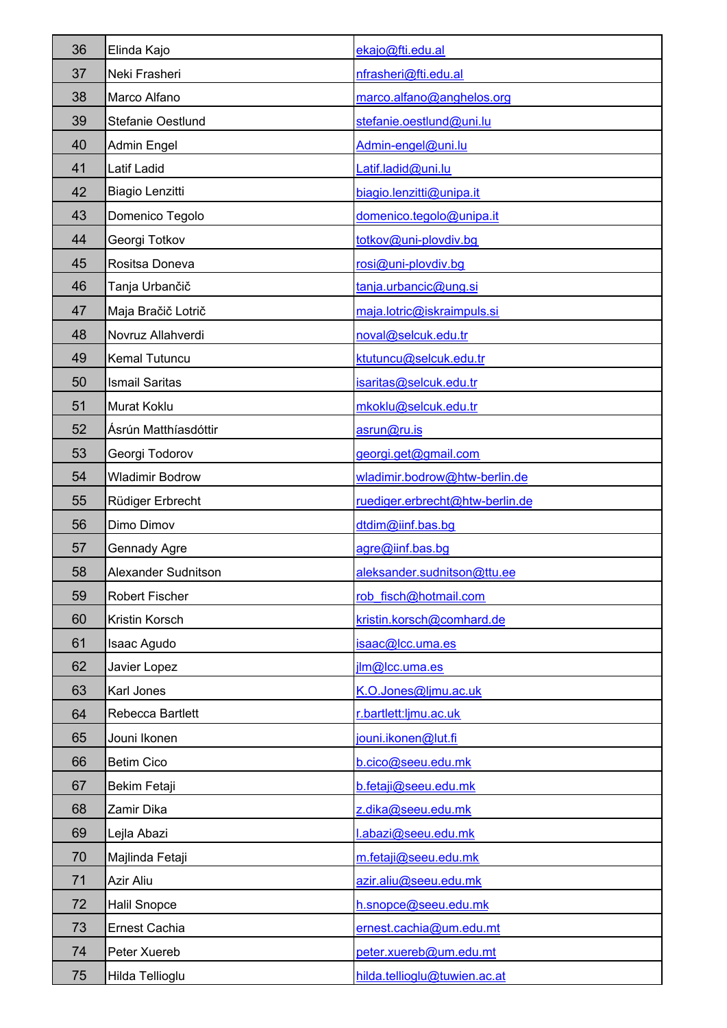| 36 | Elinda Kajo | ekajo@fti.edu.al |
|---|---|---|
| 37 | Neki Frasheri | nfrasheri@fti.edu.al |
| 38 | Marco Alfano | marco.alfano@anghelos.org |
| 39 | Stefanie Oestlund | stefanie.oestlund@uni.lu |
| 40 | Admin Engel | Admin-engel@uni.lu |
| 41 | Latif Ladid | Latif.ladid@uni.lu |
| 42 | Biagio Lenzitti | biagio.lenzitti@unipa.it |
| 43 | Domenico Tegolo | domenico.tegolo@unipa.it |
| 44 | Georgi Totkov | totkov@uni-plovdiv.bg |
| 45 | Rositsa Doneva | rosi@uni-plovdiv.bg |
| 46 | Tanja Urbančič | tanja.urbancic@ung.si |
| 47 | Maja Bračič Lotrič | maja.lotric@iskraimpuls.si |
| 48 | Novruz Allahverdi | noval@selcuk.edu.tr |
| 49 | Kemal Tutuncu | ktutuncu@selcuk.edu.tr |
| 50 | Ismail Saritas | isaritas@selcuk.edu.tr |
| 51 | Murat Koklu | mkoklu@selcuk.edu.tr |
| 52 | Ásrún Matthíasdóttir | asrun@ru.is |
| 53 | Georgi Todorov | georgi.get@gmail.com |
| 54 | Wladimir Bodrow | wladimir.bodrow@htw-berlin.de |
| 55 | Rüdiger Erbrecht | ruediger.erbrecht@htw-berlin.de |
| 56 | Dimo Dimov | dtdim@iinf.bas.bg |
| 57 | Gennady Agre | agre@iinf.bas.bg |
| 58 | Alexander Sudnitson | aleksander.sudnitson@ttu.ee |
| 59 | Robert Fischer | rob_fisch@hotmail.com |
| 60 | Kristin Korsch | kristin.korsch@comhard.de |
| 61 | Isaac Agudo | isaac@lcc.uma.es |
| 62 | Javier Lopez | jlm@lcc.uma.es |
| 63 | Karl Jones | K.O.Jones@ljmu.ac.uk |
| 64 | Rebecca Bartlett | r.bartlett:ljmu.ac.uk |
| 65 | Jouni Ikonen | jouni.ikonen@lut.fi |
| 66 | Betim Cico | b.cico@seeu.edu.mk |
| 67 | Bekim Fetaji | b.fetaji@seeu.edu.mk |
| 68 | Zamir Dika | z.dika@seeu.edu.mk |
| 69 | Lejla Abazi | l.abazi@seeu.edu.mk |
| 70 | Majlinda Fetaji | m.fetaji@seeu.edu.mk |
| 71 | Azir Aliu | azir.aliu@seeu.edu.mk |
| 72 | Halil Snopce | h.snopce@seeu.edu.mk |
| 73 | Ernest Cachia | ernest.cachia@um.edu.mt |
| 74 | Peter Xuereb | peter.xuereb@um.edu.mt |
| 75 | Hilda Tellioglu | hilda.tellioglu@tuwien.ac.at |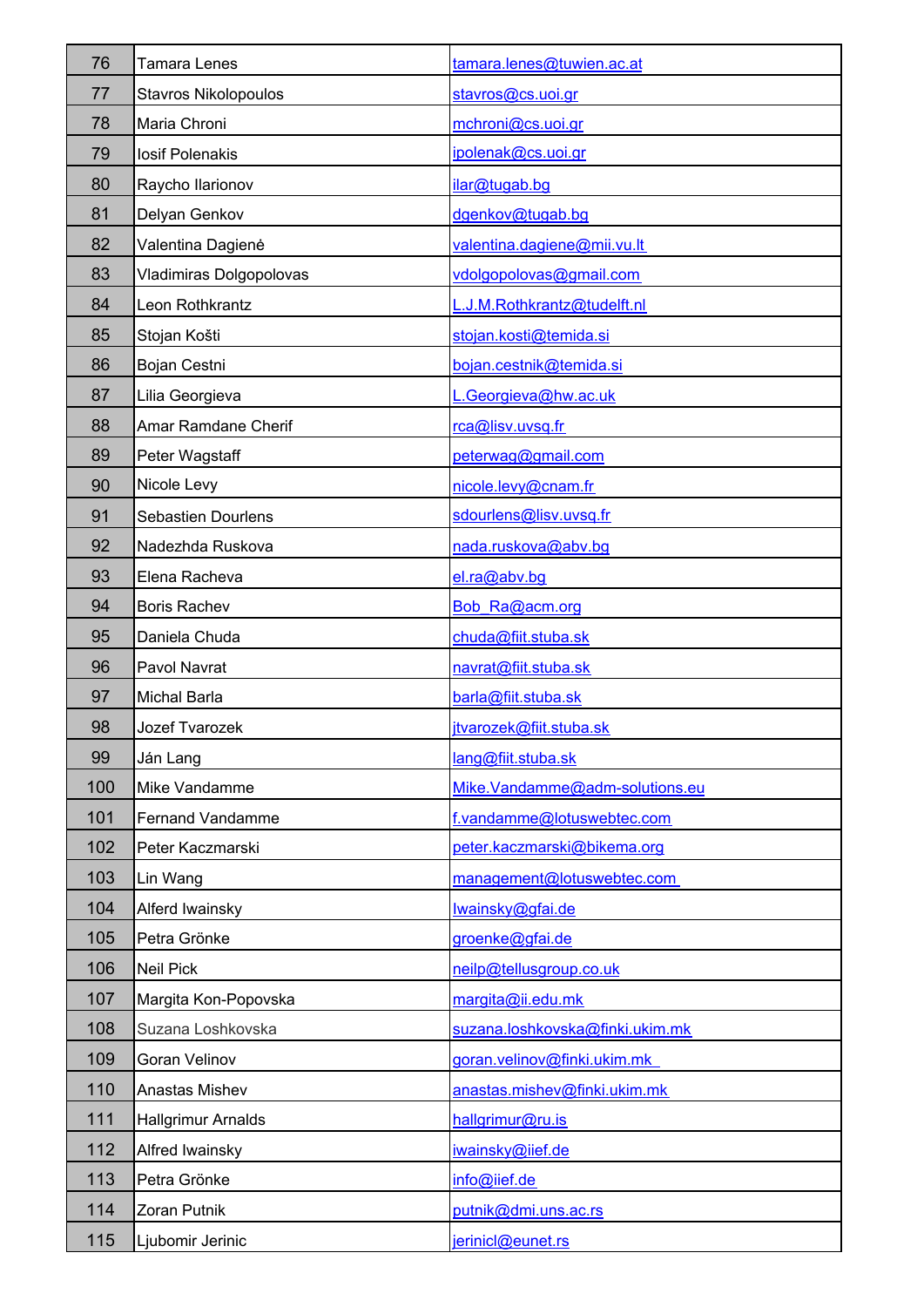| 76 | Tamara Lenes | tamara.lenes@tuwien.ac.at |
|---|---|---|
| 77 | Stavros Nikolopoulos | stavros@cs.uoi.gr |
| 78 | Maria Chroni | mchroni@cs.uoi.gr |
| 79 | Iosif Polenakis | ipolenak@cs.uoi.gr |
| 80 | Raycho Ilarionov | ilar@tugab.bg |
| 81 | Delyan Genkov | dgenkov@tugab.bg |
| 82 | Valentina Dagienė | valentina.dagiene@mii.vu.lt |
| 83 | Vladimiras Dolgopolovas | vdolgopolovas@gmail.com |
| 84 | Leon Rothkrantz | L.J.M.Rothkrantz@tudelft.nl |
| 85 | Stojan Košti | stojan.kosti@temida.si |
| 86 | Bojan Cestni | bojan.cestnik@temida.si |
| 87 | Lilia Georgieva | L.Georgieva@hw.ac.uk |
| 88 | Amar Ramdane Cherif | rca@lisv.uvsq.fr |
| 89 | Peter Wagstaff | peterwag@gmail.com |
| 90 | Nicole Levy | nicole.levy@cnam.fr |
| 91 | Sebastien Dourlens | sdourlens@lisv.uvsq.fr |
| 92 | Nadezhda Ruskova | nada.ruskova@abv.bg |
| 93 | Elena Racheva | el.ra@abv.bg |
| 94 | Boris Rachev | Bob_Ra@acm.org |
| 95 | Daniela Chuda | chuda@fiit.stuba.sk |
| 96 | Pavol Navrat | navrat@fiit.stuba.sk |
| 97 | Michal Barla | barla@fiit.stuba.sk |
| 98 | Jozef Tvarozek | jtvarozek@fiit.stuba.sk |
| 99 | Ján Lang | lang@fiit.stuba.sk |
| 100 | Mike Vandamme | Mike.Vandamme@adm-solutions.eu |
| 101 | Fernand Vandamme | f.vandamme@lotuswebtec.com |
| 102 | Peter Kaczmarski | peter.kaczmarski@bikema.org |
| 103 | Lin Wang | management@lotuswebtec.com |
| 104 | Alferd Iwainsky | Iwainsky@gfai.de |
| 105 | Petra Grönke | groenke@gfai.de |
| 106 | Neil Pick | neilp@tellusgroup.co.uk |
| 107 | Margita Kon-Popovska | margita@ii.edu.mk |
| 108 | Suzana Loshkovska | suzana.loshkovska@finki.ukim.mk |
| 109 | Goran Velinov | goran.velinov@finki.ukim.mk |
| 110 | Anastas Mishev | anastas.mishev@finki.ukim.mk |
| 111 | Hallgrimur Arnalds | hallgrimur@ru.is |
| 112 | Alfred Iwainsky | iwainsky@iief.de |
| 113 | Petra Grönke | info@iief.de |
| 114 | Zoran Putnik | putnik@dmi.uns.ac.rs |
| 115 | Ljubomir Jerinic | jerinicl@eunet.rs |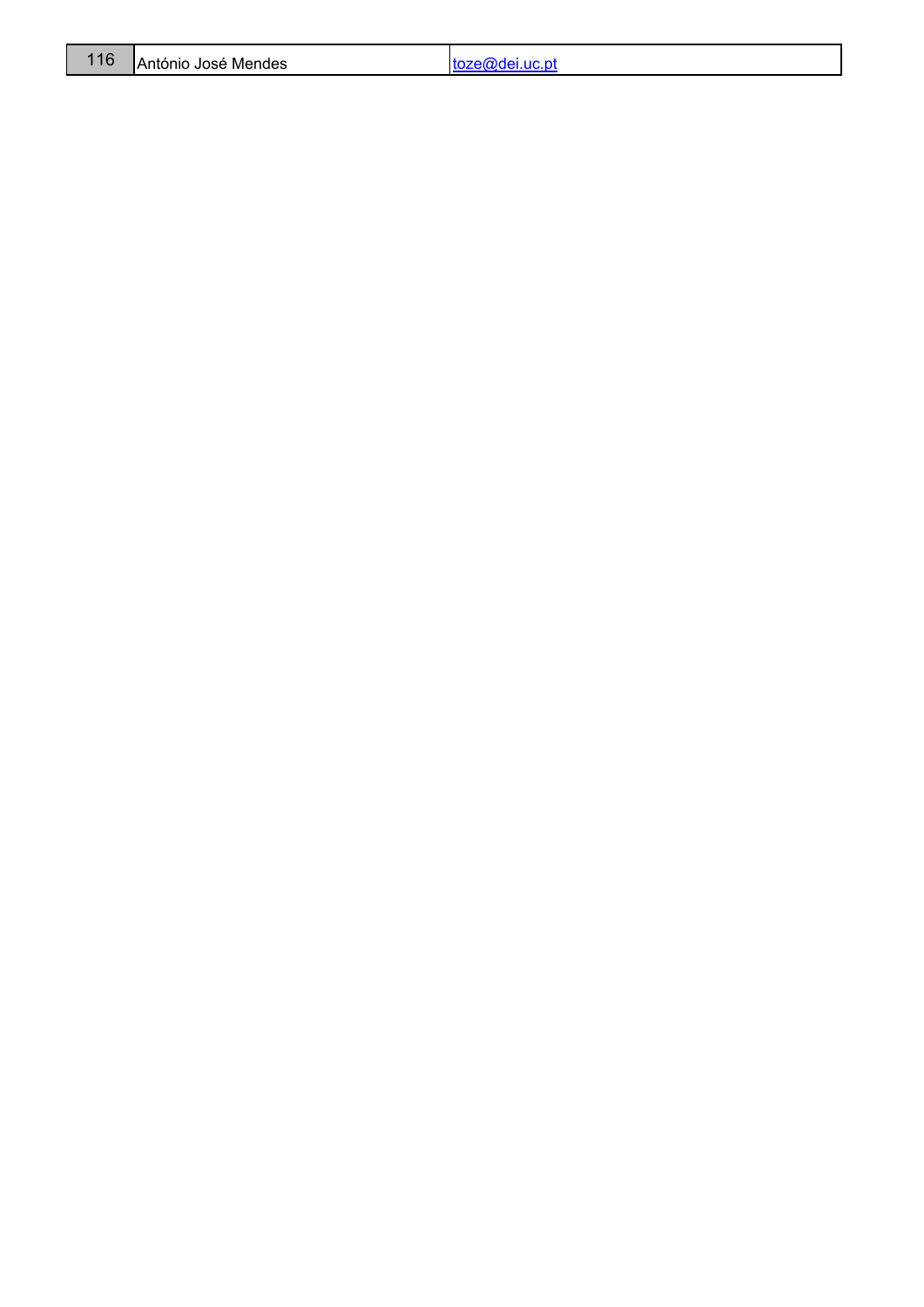| | | |
|---|---|---|
| 116 | António José Mendes | toze@dei.uc.pt |